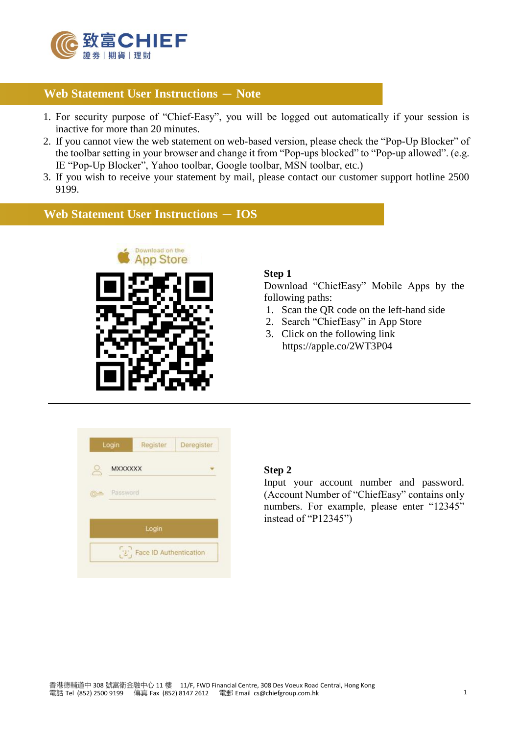## Web Statement User Instructions — Note

1. For security purpose of "Chief-Easy", you will be logged out automatically if your session is inactive for more than 20 minutes.
2. If you cannot view the web statement on web-based version, please check the "Pop-Up Blocker" of the toolbar setting in your browser and change it from "Pop-ups blocked" to "Pop-up allowed". (e.g. IE "Pop-Up Blocker", Yahoo toolbar, Google toolbar, MSN toolbar, etc.)
3. If you wish to receive your statement by mail, please contact our customer support hotline 2500 9199.

## Web Statement User Instructions — IOS

**Step 1**

Download "ChiefEasy" Mobile Apps by the following paths:

1. Scan the QR code on the left-hand side
2. Search "ChiefEasy" in App Store
3. Click on the following link https://apple.co/2WT3P04

---

**Step 2**

Input your account number and password. (Account Number of "ChiefEasy" contains only numbers. For example, please enter "12345" instead of "P12345")

香港德輔道中 308 號富衛金融中心 11 樓 11/F, FWD Financial Centre, 308 Des Voeux Road Central, Hong Kong
電話 Tel (852) 2500 9199 傳真 Fax (852) 8147 2612 電郵 Email cs@chiefgroup.com.hk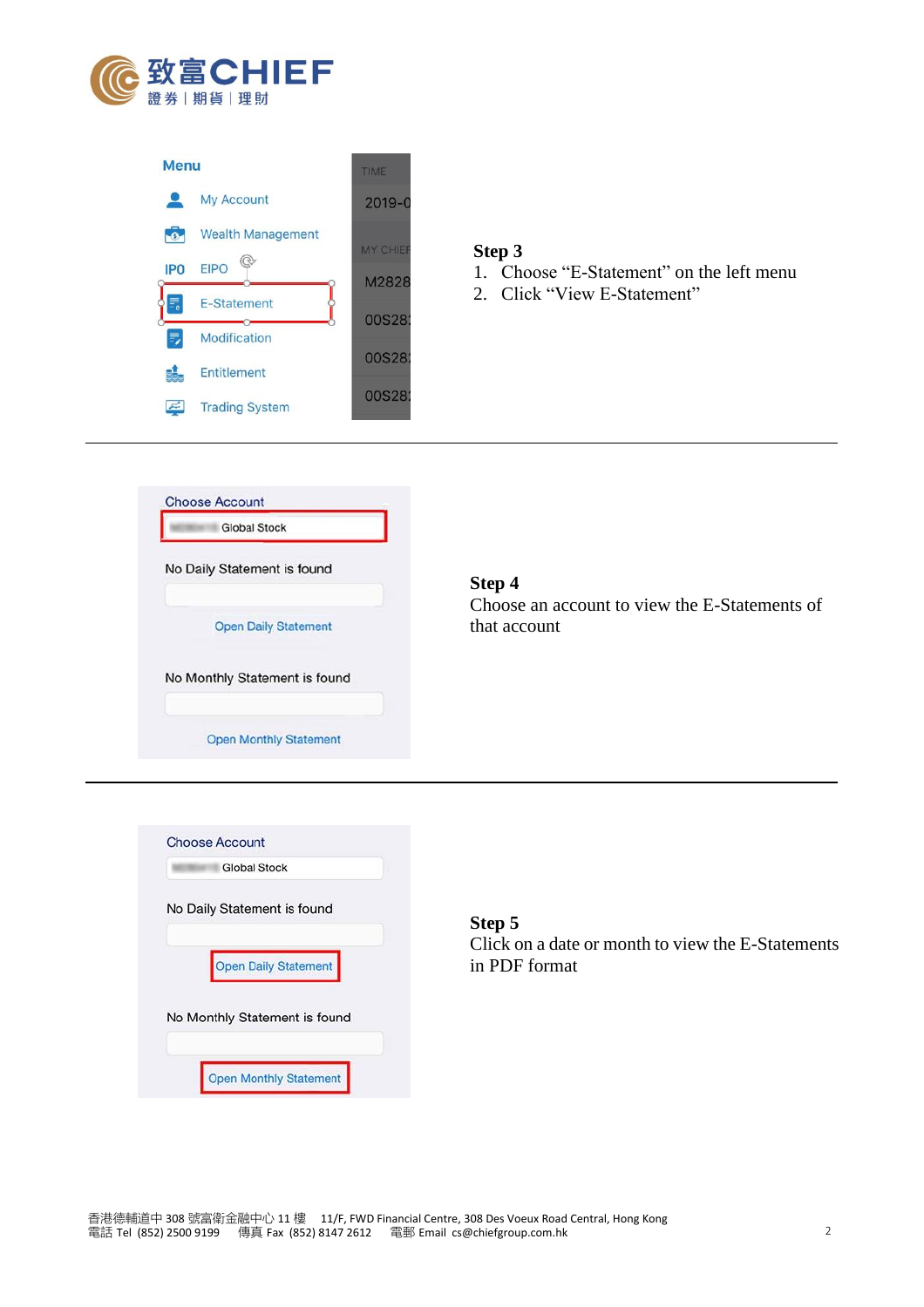**Step 3**

1. Choose “E-Statement” on the left menu
2. Click “View E-Statement”

---

**Step 4**

Choose an account to view the E-Statements of that account

---

**Step 5**

Click on a date or month to view the E-Statements in PDF format

香港德輔道中 308 號富衛金融中心 11 樓　11/F, FWD Financial Centre, 308 Des Voeux Road Central, Hong Kong
電話 Tel (852) 2500 9199　傳真 Fax (852) 8147 2612　電郵 Email cs@chiefgroup.com.hk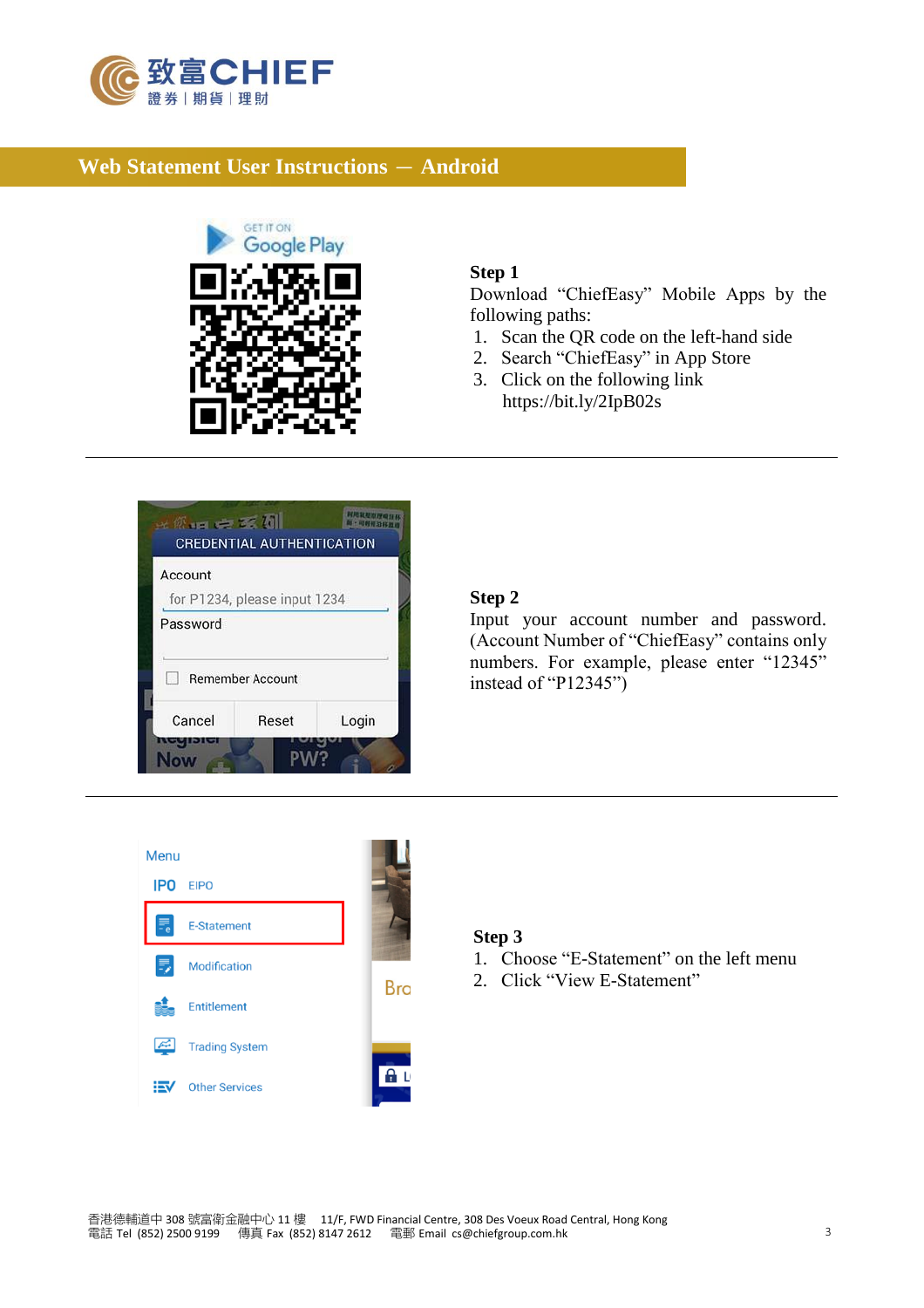## Web Statement User Instructions — Android

**Step 1**

Download "ChiefEasy" Mobile Apps by the following paths:

1. Scan the QR code on the left-hand side
2. Search "ChiefEasy" in App Store
3. Click on the following link https://bit.ly/2IpB02s

---

**Step 2**

Input your account number and password. (Account Number of "ChiefEasy" contains only numbers. For example, please enter "12345" instead of "P12345")

---

**Step 3**

1. Choose "E-Statement" on the left menu
2. Click "View E-Statement"

香港德輔道中 308 號富衛金融中心 11 樓 11/F, FWD Financial Centre, 308 Des Voeux Road Central, Hong Kong
電話 Tel (852) 2500 9199 傳真 Fax (852) 8147 2612 電郵 Email cs@chiefgroup.com.hk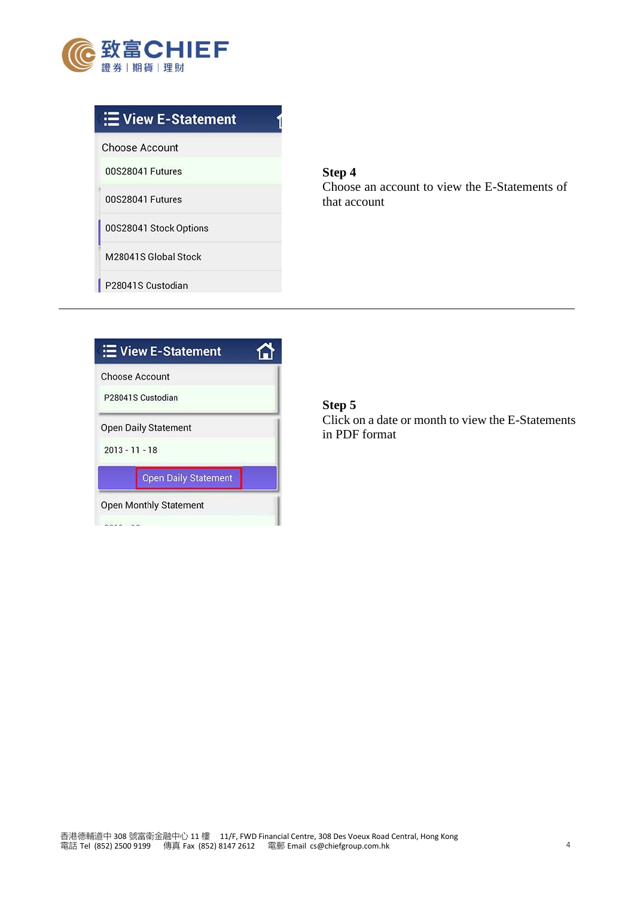**Step 4**
Choose an account to view the E-Statements of that account

---

**Step 5**
Click on a date or month to view the E-Statements in PDF format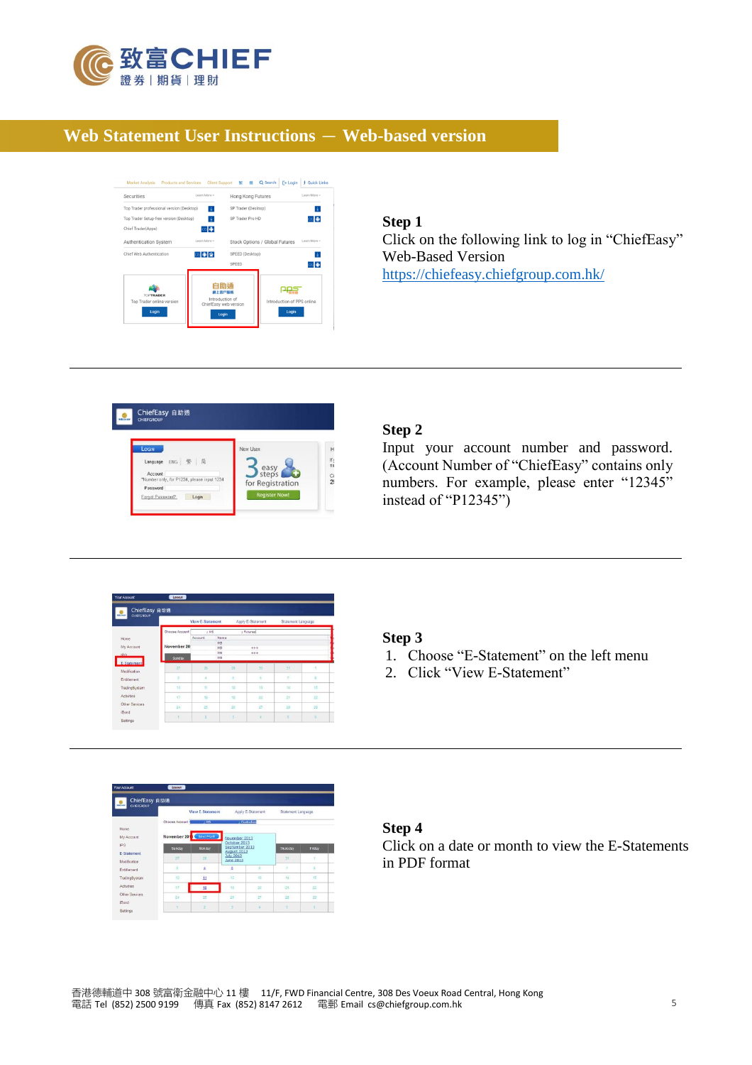# Web Statement User Instructions — Web-based version

**Step 1**

Click on the following link to log in "ChiefEasy" Web-Based Version

https://chiefeasy.chiefgroup.com.hk/

**Step 2**

Input your account number and password. (Account Number of "ChiefEasy" contains only numbers. For example, please enter "12345" instead of "P12345")

**Step 3**

1. Choose "E-Statement" on the left menu
2. Click "View E-Statement"

**Step 4**

Click on a date or month to view the E-Statements in PDF format

香港德輔道中 308 號富衛金融中心 11 樓　11/F, FWD Financial Centre, 308 Des Voeux Road Central, Hong Kong
電話 Tel (852) 2500 9199　傳真 Fax (852) 8147 2612　電郵 Email cs@chiefgroup.com.hk